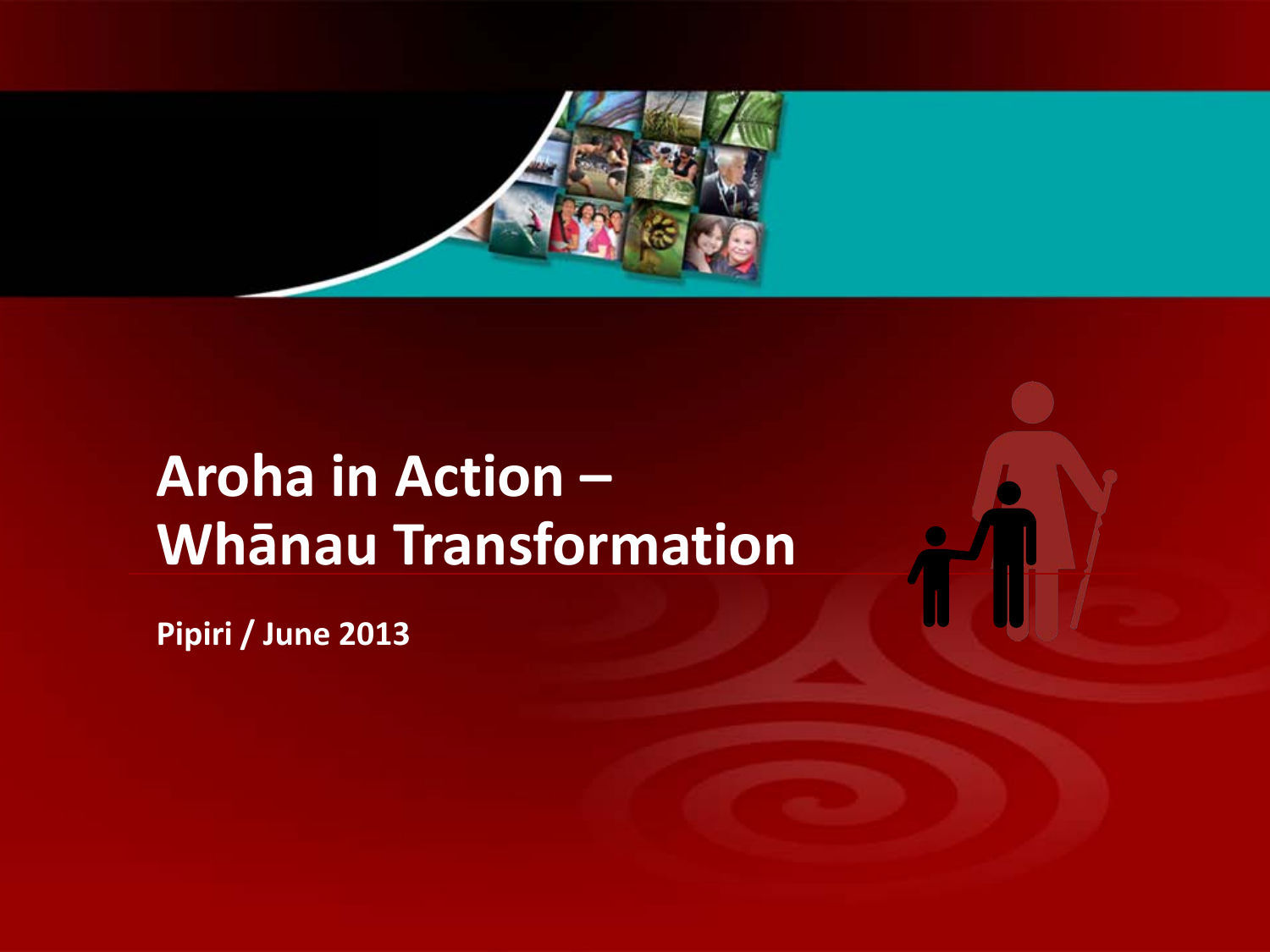# Aroha in Action – Whānau Transformation

**Pipiri / June 2013**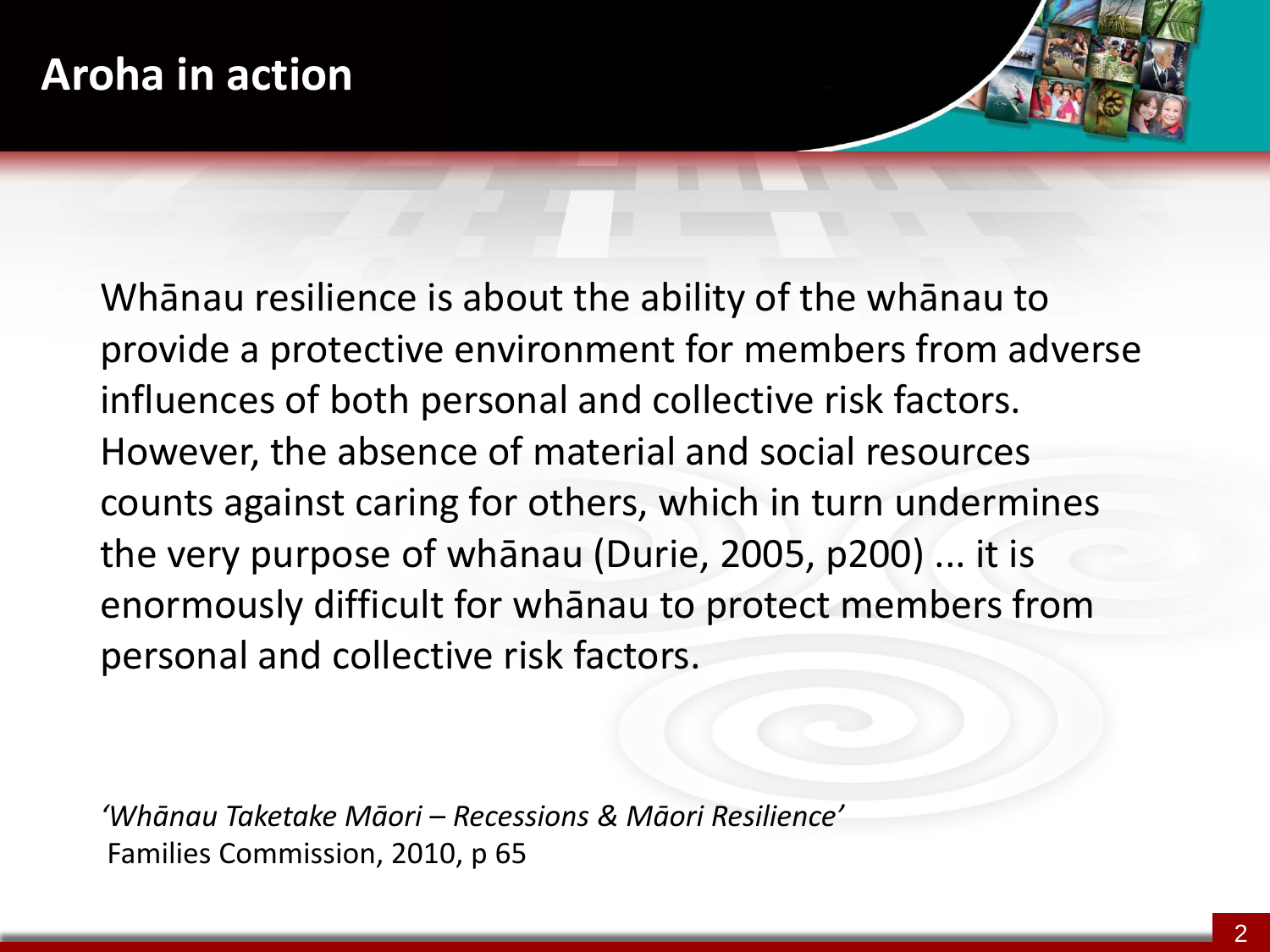# Aroha in action

Whānau resilience is about the ability of the whānau to provide a protective environment for members from adverse influences of both personal and collective risk factors. However, the absence of material and social resources counts against caring for others, which in turn undermines the very purpose of whānau (Durie, 2005, p200) ... it is enormously difficult for whānau to protect members from personal and collective risk factors.

*'Whānau Taketake Māori – Recessions & Māori Resilience'*
Families Commission, 2010, p 65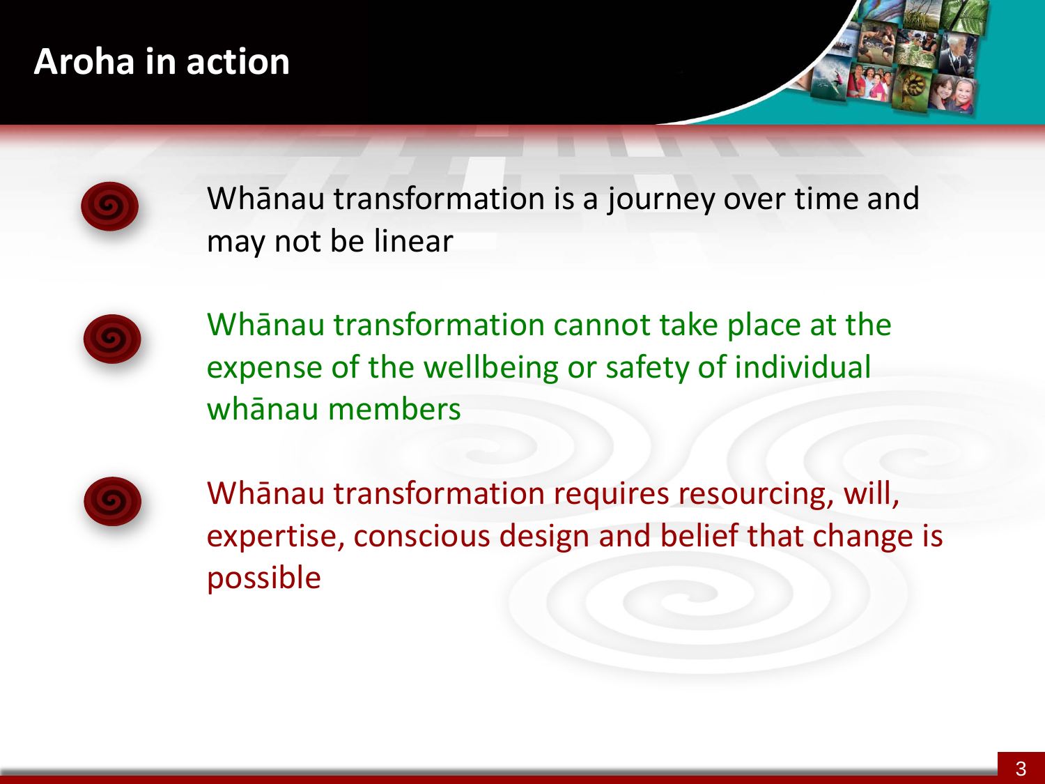# Aroha in action

- Whānau transformation is a journey over time and may not be linear
- Whānau transformation cannot take place at the expense of the wellbeing or safety of individual whānau members
- Whānau transformation requires resourcing, will, expertise, conscious design and belief that change is possible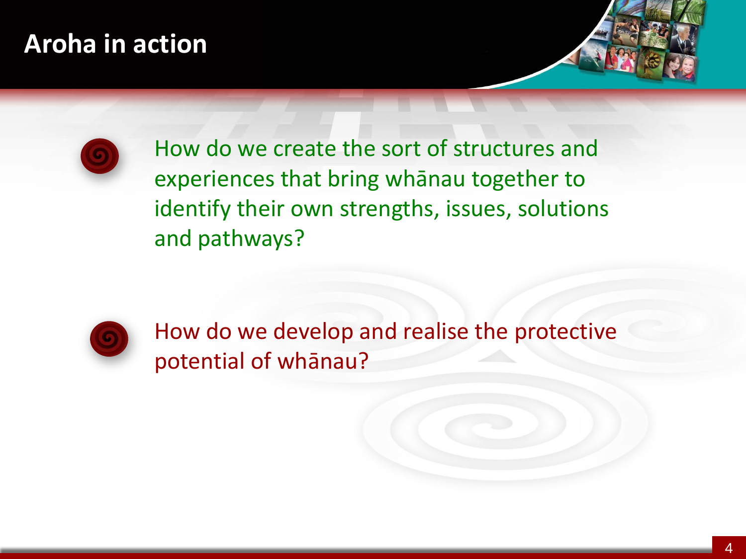# Aroha in action

- How do we create the sort of structures and experiences that bring whānau together to identify their own strengths, issues, solutions and pathways?

- How do we develop and realise the protective potential of whānau?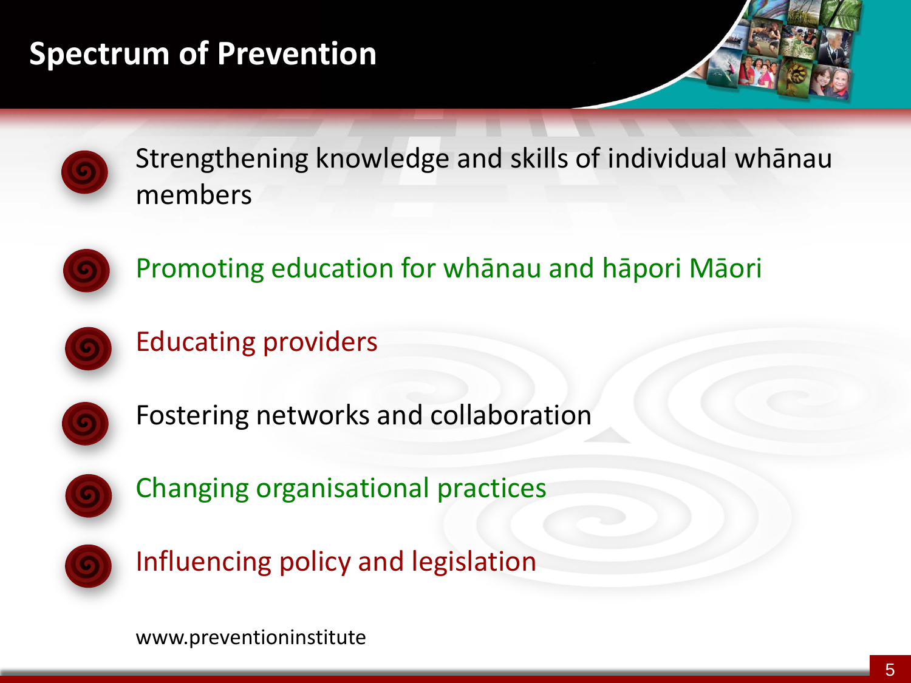# Spectrum of Prevention

- Strengthening knowledge and skills of individual whānau members
- Promoting education for whānau and hāpori Māori
- Educating providers
- Fostering networks and collaboration
- Changing organisational practices
- Influencing policy and legislation

www.preventioninstitute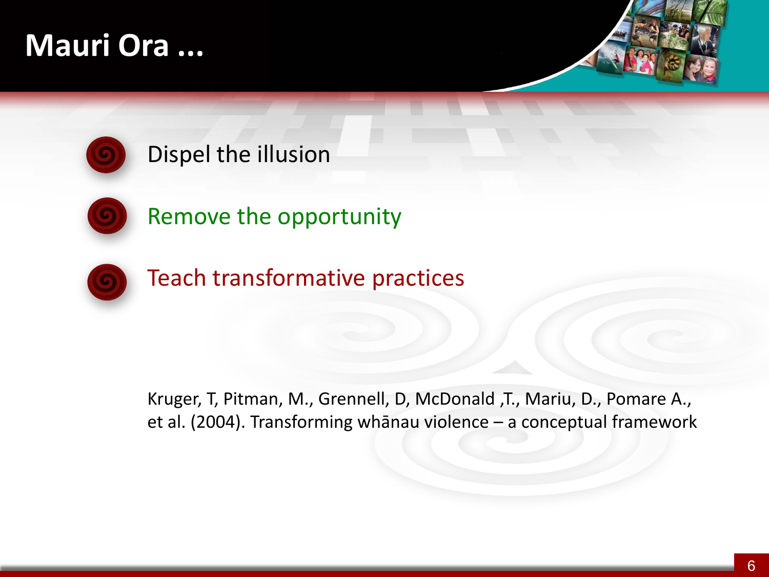# Mauri Ora ...

- Dispel the illusion
- Remove the opportunity
- Teach transformative practices

Kruger, T, Pitman, M., Grennell, D, McDonald ,T., Mariu, D., Pomare A., et al. (2004). Transforming whānau violence – a conceptual framework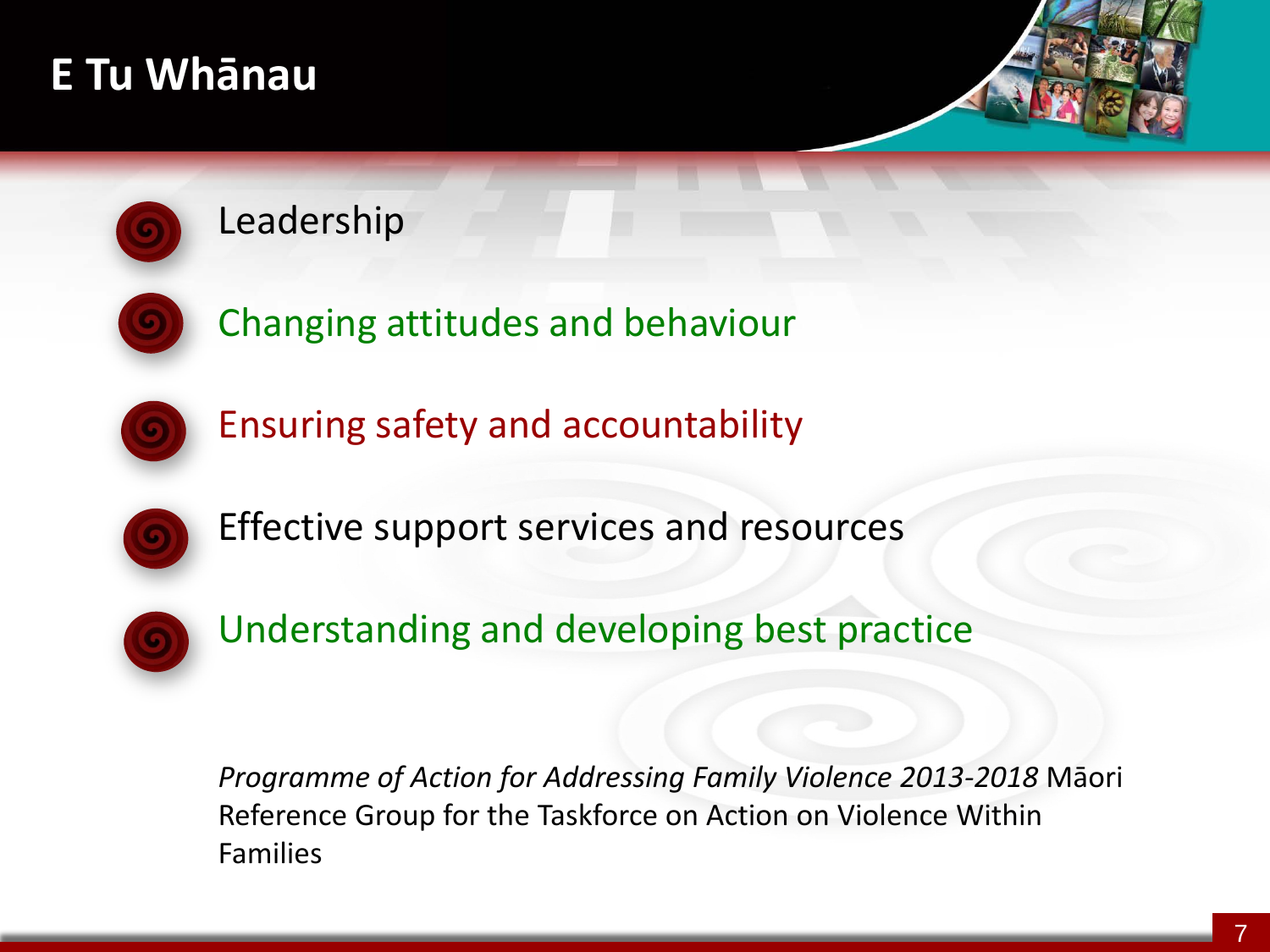# E Tu Whānau

- Leadership
- Changing attitudes and behaviour
- Ensuring safety and accountability
- Effective support services and resources
- Understanding and developing best practice

*Programme of Action for Addressing Family Violence 2013-2018* Māori Reference Group for the Taskforce on Action on Violence Within Families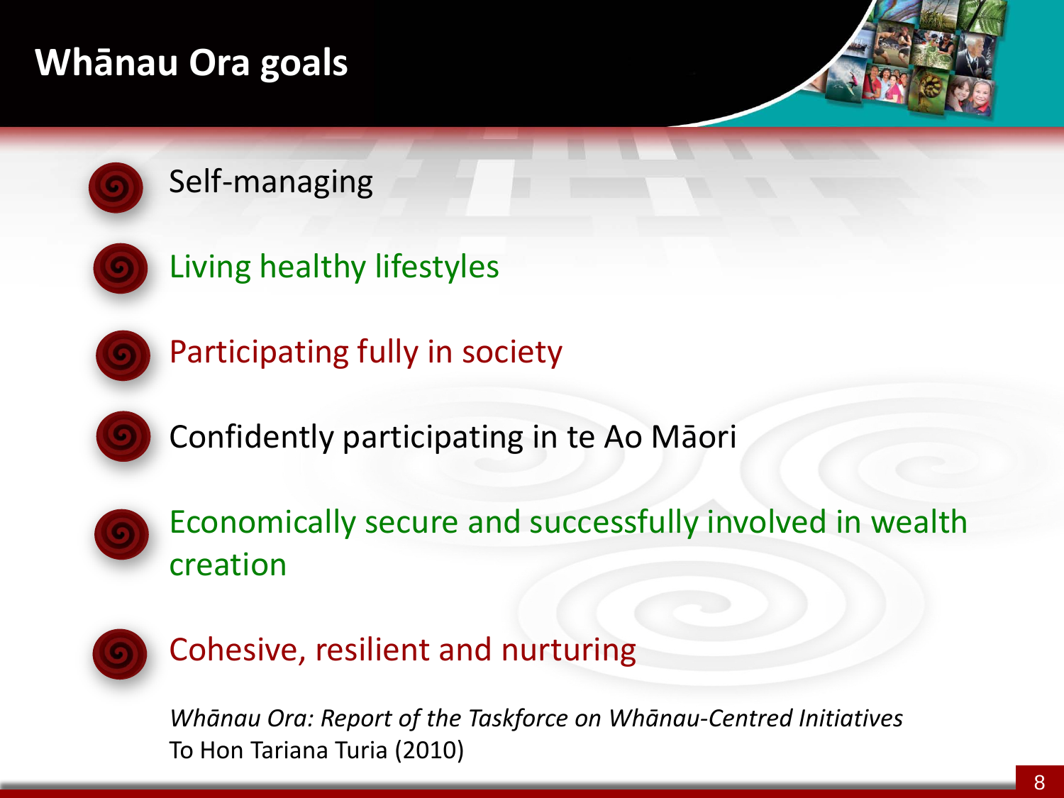# Whānau Ora goals

- Self-managing
- Living healthy lifestyles
- Participating fully in society
- Confidently participating in te Ao Māori
- Economically secure and successfully involved in wealth creation
- Cohesive, resilient and nurturing

*Whānau Ora: Report of the Taskforce on Whānau-Centred Initiatives*
To Hon Tariana Turia (2010)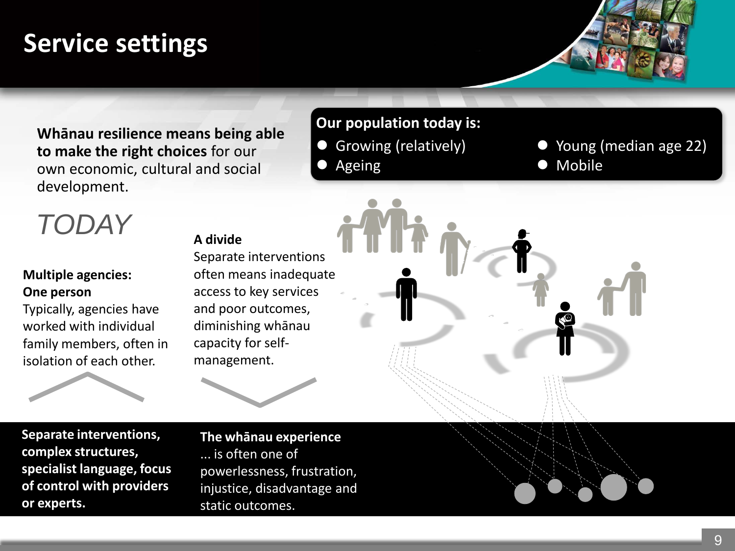# Service settings

**Whānau resilience means being able to make the right choices** for our own economic, cultural and social development.

**Our population today is:**

- Growing (relatively)
- Ageing
- Young (median age 22)
- Mobile

*TODAY*

**Multiple agencies: One person**
Typically, agencies have worked with individual family members, often in isolation of each other.

**A divide**
Separate interventions often means inadequate access to key services and poor outcomes, diminishing whānau capacity for self-management.

**Separate interventions, complex structures, specialist language, focus of control with providers or experts.**

**The whānau experience**
... is often one of powerlessness, frustration, injustice, disadvantage and static outcomes.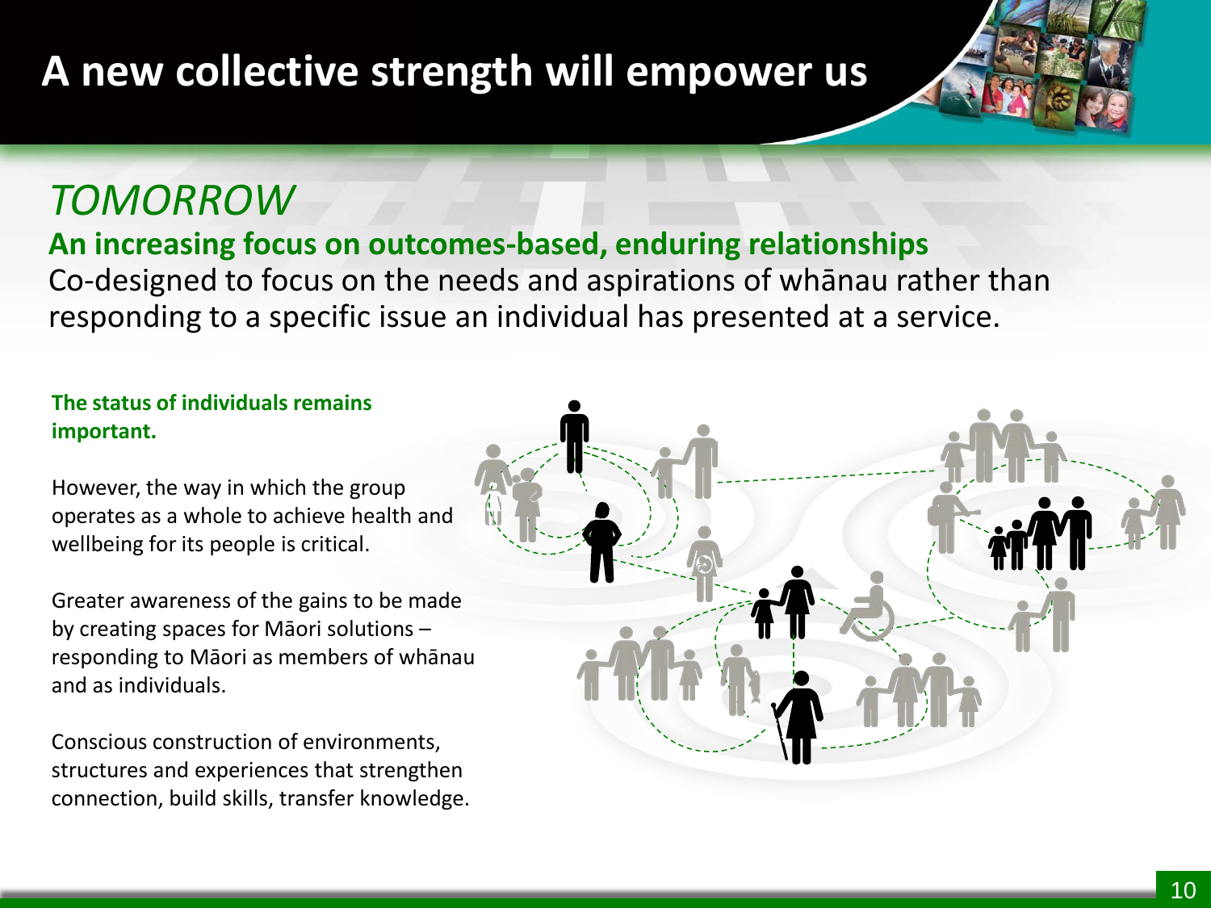# A new collective strength will empower us

## *TOMORROW*

**An increasing focus on outcomes-based, enduring relationships**

Co-designed to focus on the needs and aspirations of whānau rather than responding to a specific issue an individual has presented at a service.

**The status of individuals remains important.**

However, the way in which the group operates as a whole to achieve health and wellbeing for its people is critical.

Greater awareness of the gains to be made by creating spaces for Māori solutions – responding to Māori as members of whānau and as individuals.

Conscious construction of environments, structures and experiences that strengthen connection, build skills, transfer knowledge.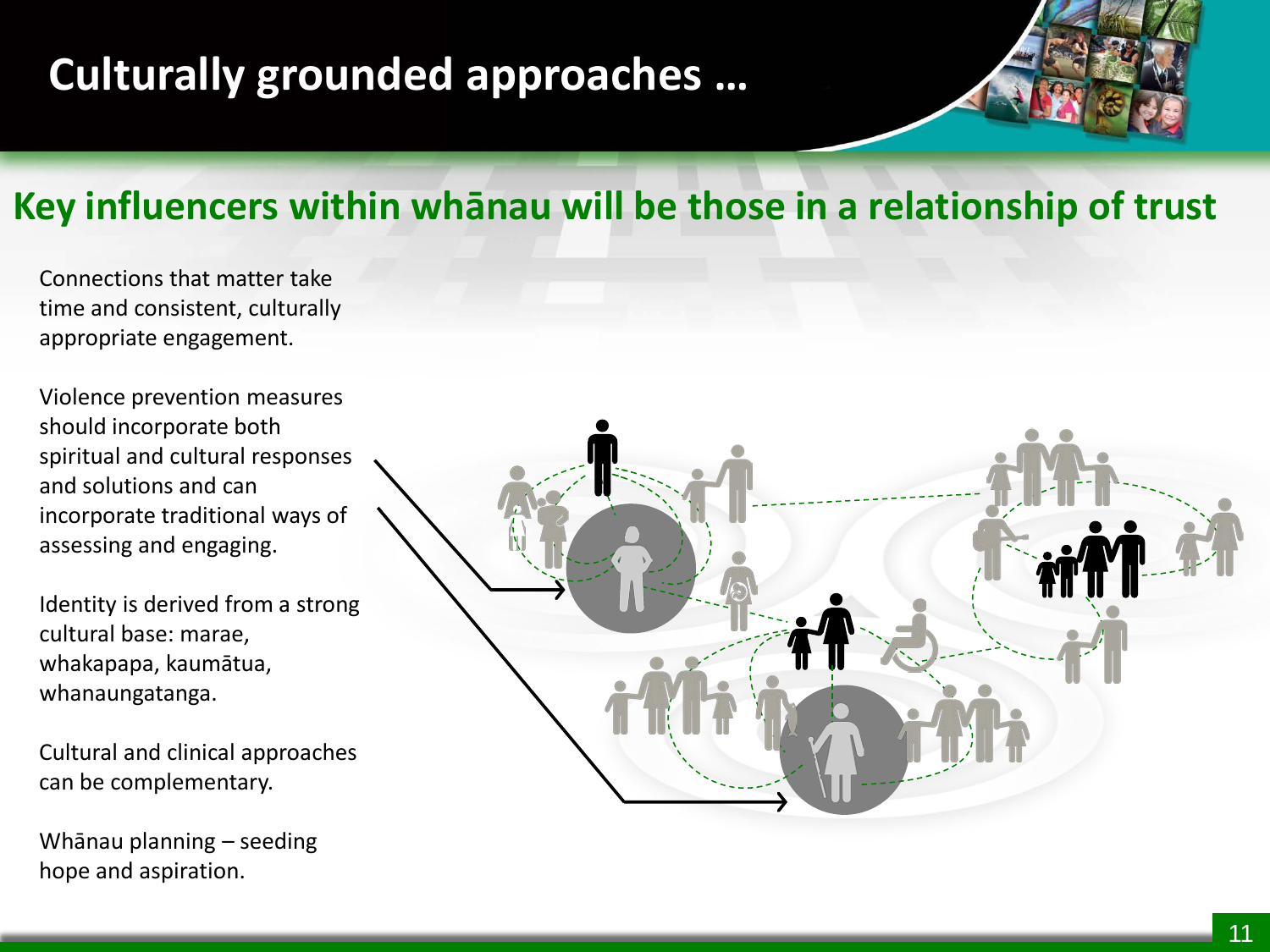# Culturally grounded approaches …

## Key influencers within whānau will be those in a relationship of trust

Connections that matter take time and consistent, culturally appropriate engagement.

Violence prevention measures should incorporate both spiritual and cultural responses and solutions and can incorporate traditional ways of assessing and engaging.

Identity is derived from a strong cultural base: marae, whakapapa, kaumātua, whanaungatanga.

Cultural and clinical approaches can be complementary.

Whānau planning – seeding hope and aspiration.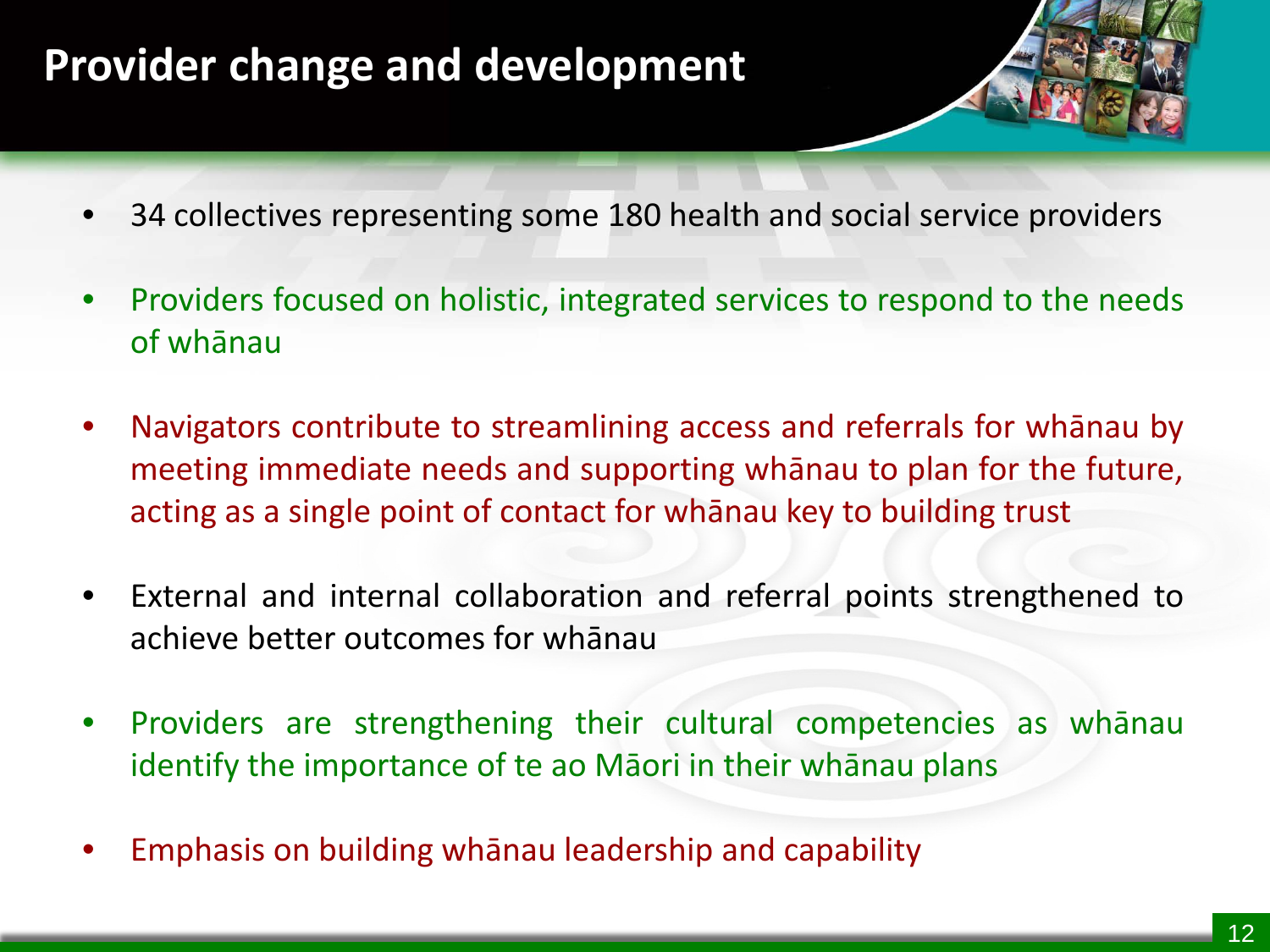# Provider change and development

- 34 collectives representing some 180 health and social service providers
- Providers focused on holistic, integrated services to respond to the needs of whānau
- Navigators contribute to streamlining access and referrals for whānau by meeting immediate needs and supporting whānau to plan for the future, acting as a single point of contact for whānau key to building trust
- External and internal collaboration and referral points strengthened to achieve better outcomes for whānau
- Providers are strengthening their cultural competencies as whānau identify the importance of te ao Māori in their whānau plans
- Emphasis on building whānau leadership and capability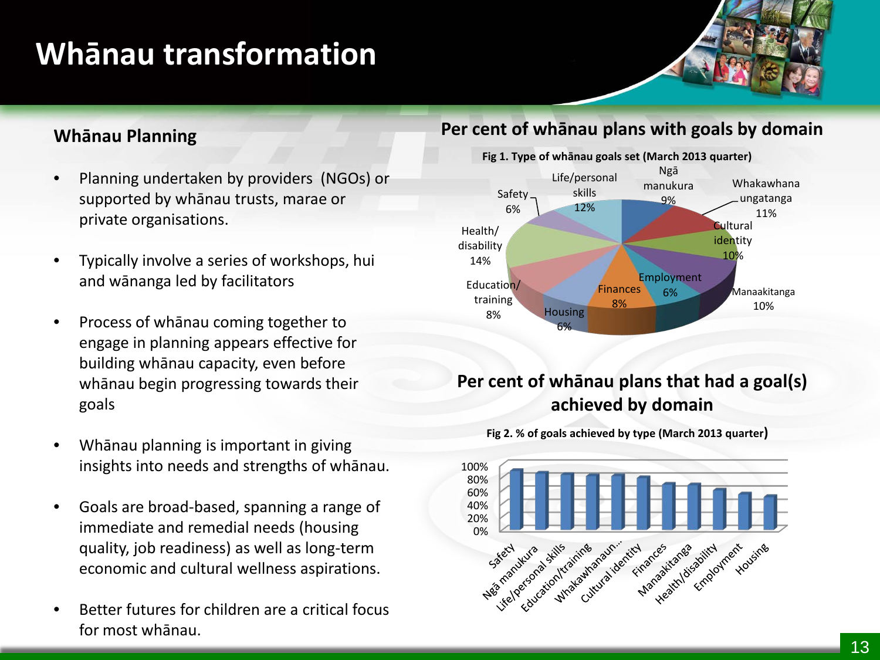# Whānau transformation

## Whānau Planning

- Planning undertaken by providers (NGOs) or supported by whānau trusts, marae or private organisations.
- Typically involve a series of workshops, hui and wānanga led by facilitators
- Process of whānau coming together to engage in planning appears effective for building whānau capacity, even before whānau begin progressing towards their goals
- Whānau planning is important in giving insights into needs and strengths of whānau.
- Goals are broad-based, spanning a range of immediate and remedial needs (housing quality, job readiness) as well as long-term economic and cultural wellness aspirations.
- Better futures for children are a critical focus for most whānau.

## Per cent of whānau plans with goals by domain

**Fig 1. Type of whānau goals set (March 2013 quarter)**

| Domain | Per cent |
|---|---|
| Ngā manukura | 9% |
| Whakawhanaungatanga | 11% |
| Cultural identity | 10% |
| Manaakitanga | 10% |
| Employment | 6% |
| Finances | 8% |
| Housing | 6% |
| Education/training | 8% |
| Health/disability | 14% |
| Safety | 6% |
| Life/personal skills | 12% |

## Per cent of whānau plans that had a goal(s) achieved by domain

**Fig 2. % of goals achieved by type (March 2013 quarter)**

Domains shown (in order): Safety, Ngā manukura, Life/personal skills, Education/training, Whakawhanaun..., Cultural identity, Finances, Manaakitanga, Health/disability, Employment, Housing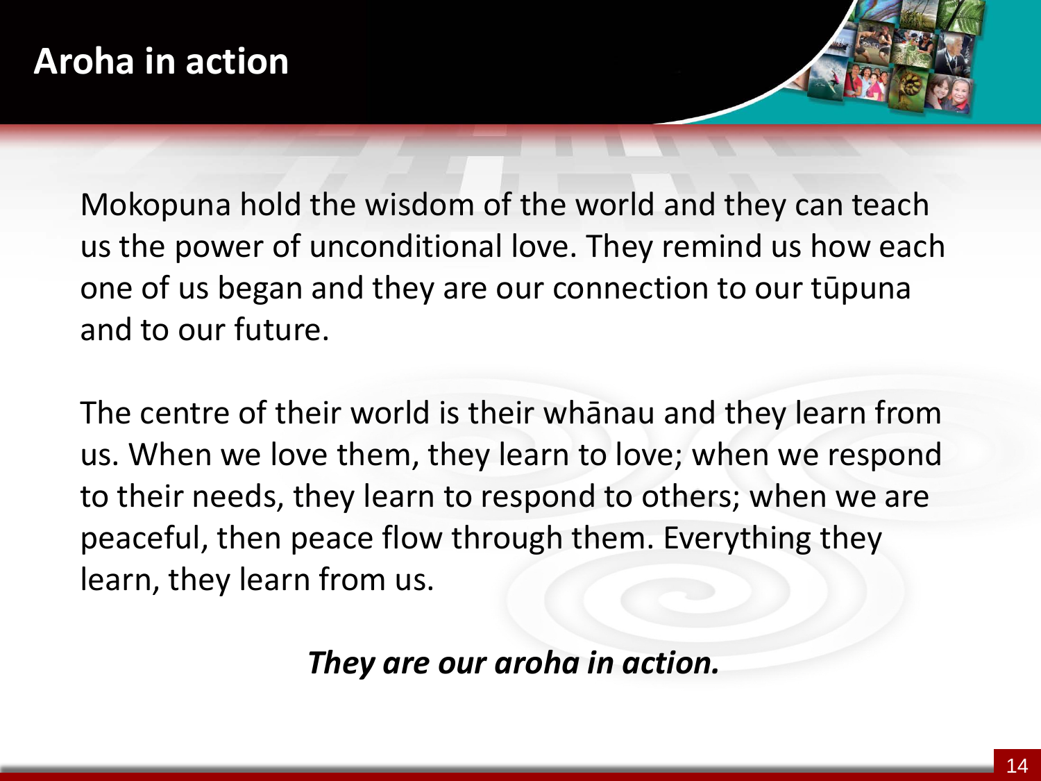# Aroha in action

Mokopuna hold the wisdom of the world and they can teach us the power of unconditional love. They remind us how each one of us began and they are our connection to our tūpuna and to our future.

The centre of their world is their whānau and they learn from us. When we love them, they learn to love; when we respond to their needs, they learn to respond to others; when we are peaceful, then peace flow through them. Everything they learn, they learn from us.

***They are our aroha in action.***